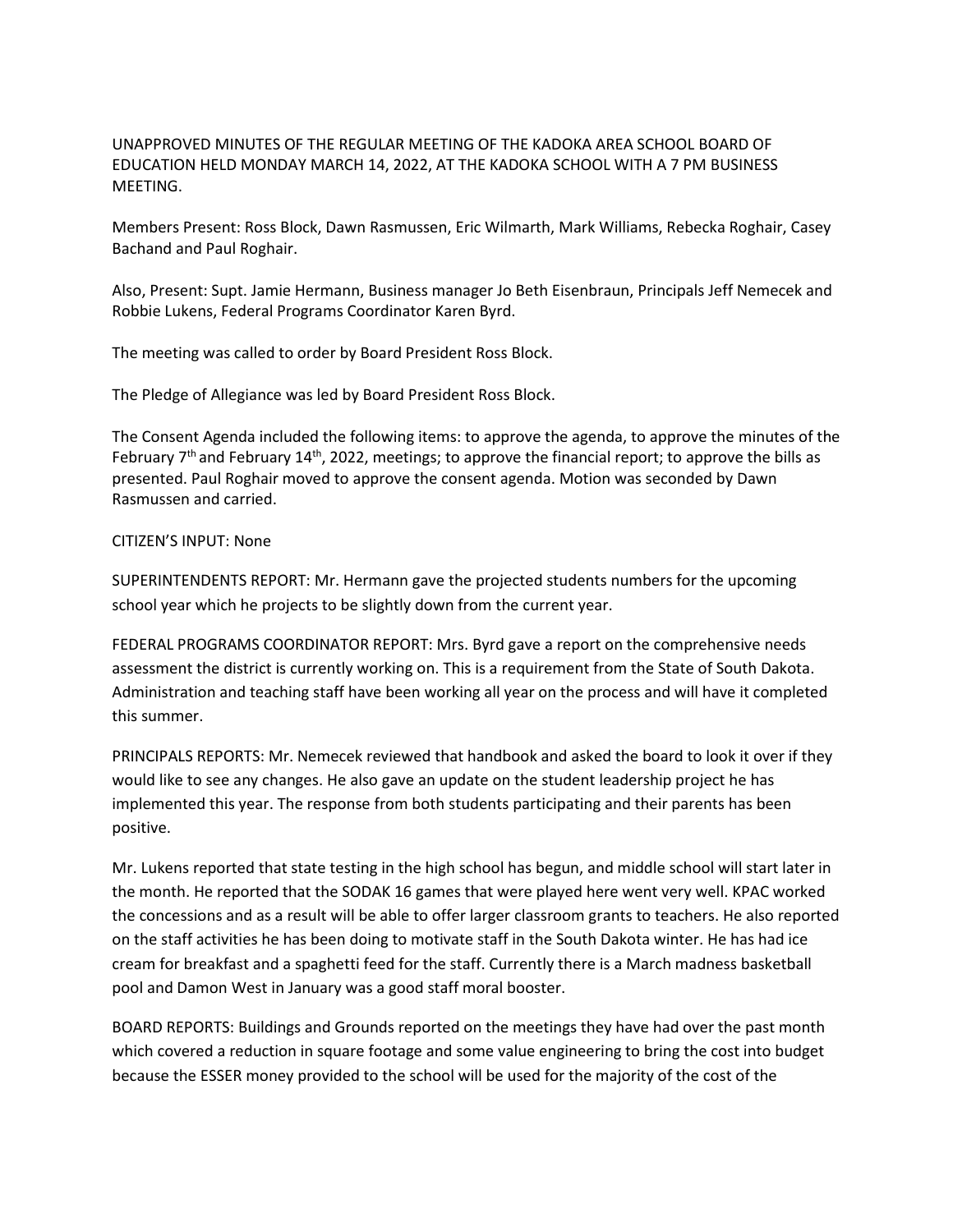UNAPPROVED MINUTES OF THE REGULAR MEETING OF THE KADOKA AREA SCHOOL BOARD OF EDUCATION HELD MONDAY MARCH 14, 2022, AT THE KADOKA SCHOOL WITH A 7 PM BUSINESS MEETING.

Members Present: Ross Block, Dawn Rasmussen, Eric Wilmarth, Mark Williams, Rebecka Roghair, Casey Bachand and Paul Roghair.

Also, Present: Supt. Jamie Hermann, Business manager Jo Beth Eisenbraun, Principals Jeff Nemecek and Robbie Lukens, Federal Programs Coordinator Karen Byrd.

The meeting was called to order by Board President Ross Block.

The Pledge of Allegiance was led by Board President Ross Block.

The Consent Agenda included the following items: to approve the agenda, to approve the minutes of the February 7th and February 14th, 2022, meetings; to approve the financial report; to approve the bills as presented. Paul Roghair moved to approve the consent agenda. Motion was seconded by Dawn Rasmussen and carried.

CITIZEN'S INPUT: None

SUPERINTENDENTS REPORT: Mr. Hermann gave the projected students numbers for the upcoming school year which he projects to be slightly down from the current year.

FEDERAL PROGRAMS COORDINATOR REPORT: Mrs. Byrd gave a report on the comprehensive needs assessment the district is currently working on. This is a requirement from the State of South Dakota. Administration and teaching staff have been working all year on the process and will have it completed this summer.

PRINCIPALS REPORTS: Mr. Nemecek reviewed that handbook and asked the board to look it over if they would like to see any changes. He also gave an update on the student leadership project he has implemented this year. The response from both students participating and their parents has been positive.

Mr. Lukens reported that state testing in the high school has begun, and middle school will start later in the month. He reported that the SODAK 16 games that were played here went very well. KPAC worked the concessions and as a result will be able to offer larger classroom grants to teachers. He also reported on the staff activities he has been doing to motivate staff in the South Dakota winter. He has had ice cream for breakfast and a spaghetti feed for the staff. Currently there is a March madness basketball pool and Damon West in January was a good staff moral booster.

BOARD REPORTS: Buildings and Grounds reported on the meetings they have had over the past month which covered a reduction in square footage and some value engineering to bring the cost into budget because the ESSER money provided to the school will be used for the majority of the cost of the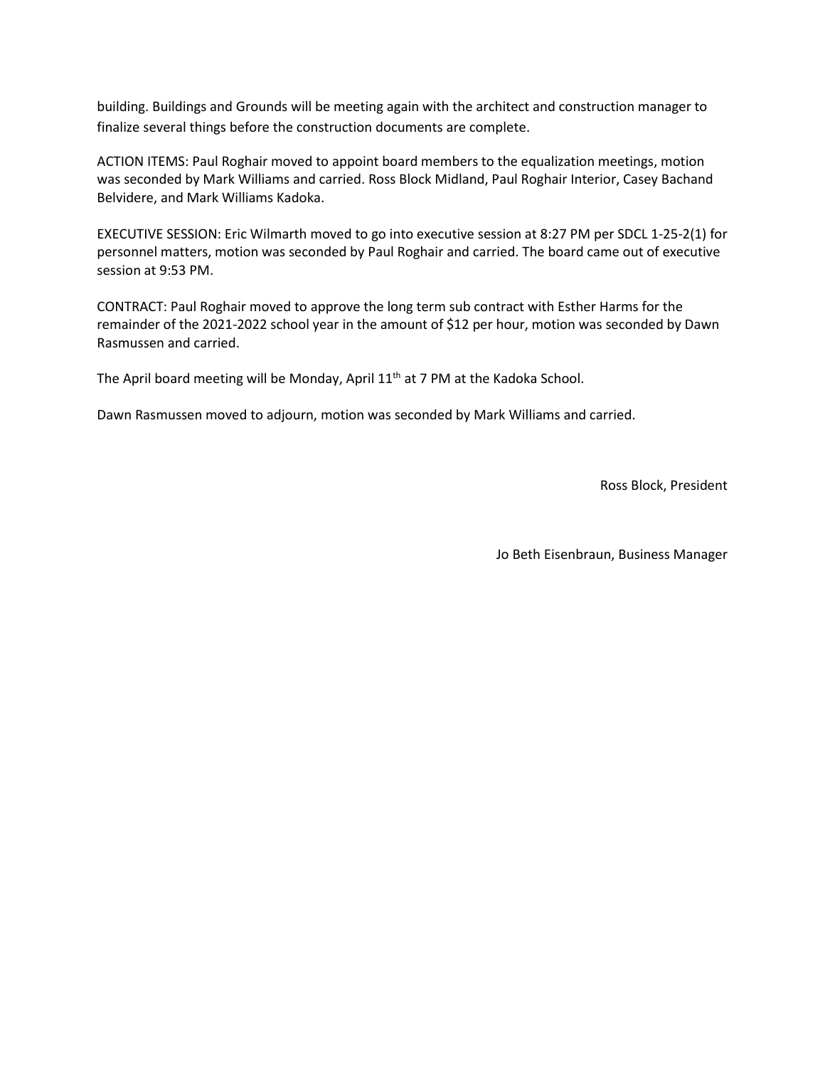building. Buildings and Grounds will be meeting again with the architect and construction manager to finalize several things before the construction documents are complete.

ACTION ITEMS: Paul Roghair moved to appoint board members to the equalization meetings, motion was seconded by Mark Williams and carried. Ross Block Midland, Paul Roghair Interior, Casey Bachand Belvidere, and Mark Williams Kadoka.

EXECUTIVE SESSION: Eric Wilmarth moved to go into executive session at 8:27 PM per SDCL 1-25-2(1) for personnel matters, motion was seconded by Paul Roghair and carried. The board came out of executive session at 9:53 PM.

CONTRACT: Paul Roghair moved to approve the long term sub contract with Esther Harms for the remainder of the 2021-2022 school year in the amount of $12 per hour, motion was seconded by Dawn Rasmussen and carried.

The April board meeting will be Monday, April 11th at 7 PM at the Kadoka School.

Dawn Rasmussen moved to adjourn, motion was seconded by Mark Williams and carried.

Ross Block, President

Jo Beth Eisenbraun, Business Manager